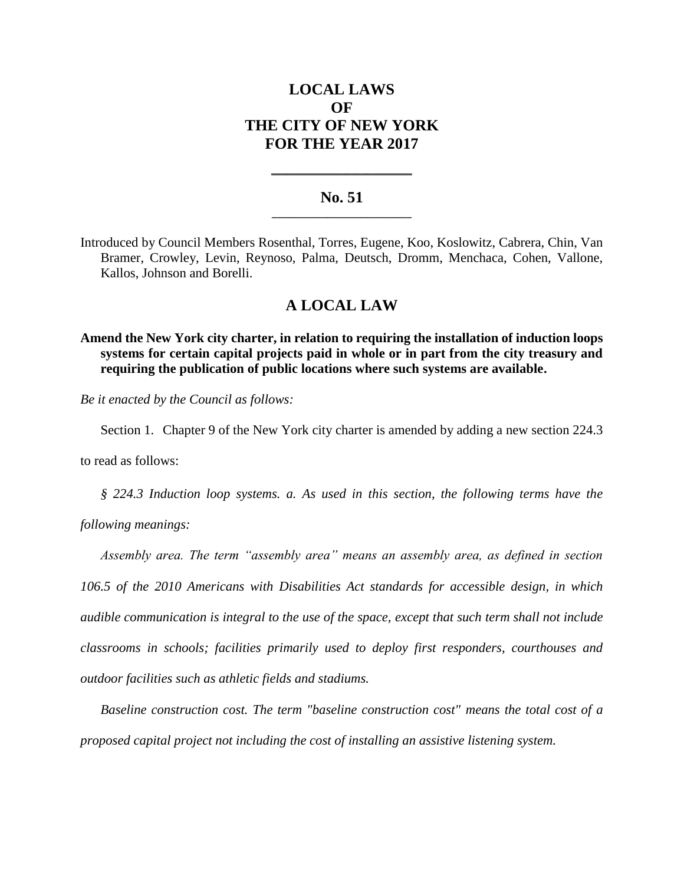# LOCAL LAWS
# OF
# THE CITY OF NEW YORK
# FOR THE YEAR 2017

## No. 51

Introduced by Council Members Rosenthal, Torres, Eugene, Koo, Koslowitz, Cabrera, Chin, Van Bramer, Crowley, Levin, Reynoso, Palma, Deutsch, Dromm, Menchaca, Cohen, Vallone, Kallos, Johnson and Borelli.

## A LOCAL LAW

**Amend the New York city charter, in relation to requiring the installation of induction loops systems for certain capital projects paid in whole or in part from the city treasury and requiring the publication of public locations where such systems are available.**

*Be it enacted by the Council as follows:*

Section 1. Chapter 9 of the New York city charter is amended by adding a new section 224.3 to read as follows:

*§ 224.3 Induction loop systems. a. As used in this section, the following terms have the following meanings:*

*Assembly area. The term "assembly area" means an assembly area, as defined in section 106.5 of the 2010 Americans with Disabilities Act standards for accessible design, in which audible communication is integral to the use of the space, except that such term shall not include classrooms in schools; facilities primarily used to deploy first responders, courthouses and outdoor facilities such as athletic fields and stadiums.*

*Baseline construction cost. The term "baseline construction cost" means the total cost of a proposed capital project not including the cost of installing an assistive listening system.*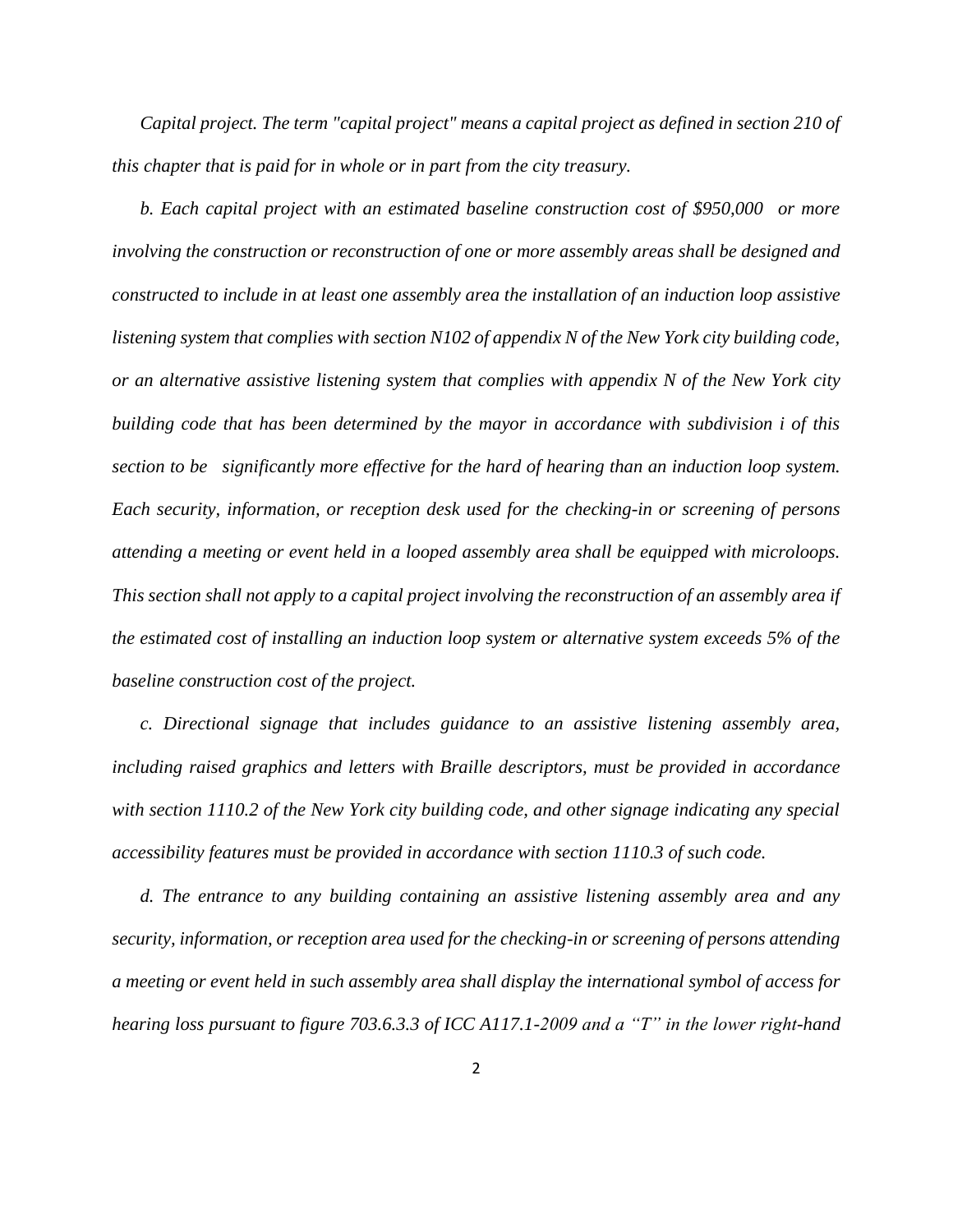*Capital project. The term "capital project" means a capital project as defined in section 210 of this chapter that is paid for in whole or in part from the city treasury.*

*b. Each capital project with an estimated baseline construction cost of $950,000 or more involving the construction or reconstruction of one or more assembly areas shall be designed and constructed to include in at least one assembly area the installation of an induction loop assistive listening system that complies with section N102 of appendix N of the New York city building code, or an alternative assistive listening system that complies with appendix N of the New York city building code that has been determined by the mayor in accordance with subdivision i of this section to be significantly more effective for the hard of hearing than an induction loop system. Each security, information, or reception desk used for the checking-in or screening of persons attending a meeting or event held in a looped assembly area shall be equipped with microloops. This section shall not apply to a capital project involving the reconstruction of an assembly area if the estimated cost of installing an induction loop system or alternative system exceeds 5% of the baseline construction cost of the project.*

*c. Directional signage that includes guidance to an assistive listening assembly area, including raised graphics and letters with Braille descriptors, must be provided in accordance with section 1110.2 of the New York city building code, and other signage indicating any special accessibility features must be provided in accordance with section 1110.3 of such code.*

*d. The entrance to any building containing an assistive listening assembly area and any security, information, or reception area used for the checking-in or screening of persons attending a meeting or event held in such assembly area shall display the international symbol of access for hearing loss pursuant to figure 703.6.3.3 of ICC A117.1-2009 and a "T" in the lower right-hand*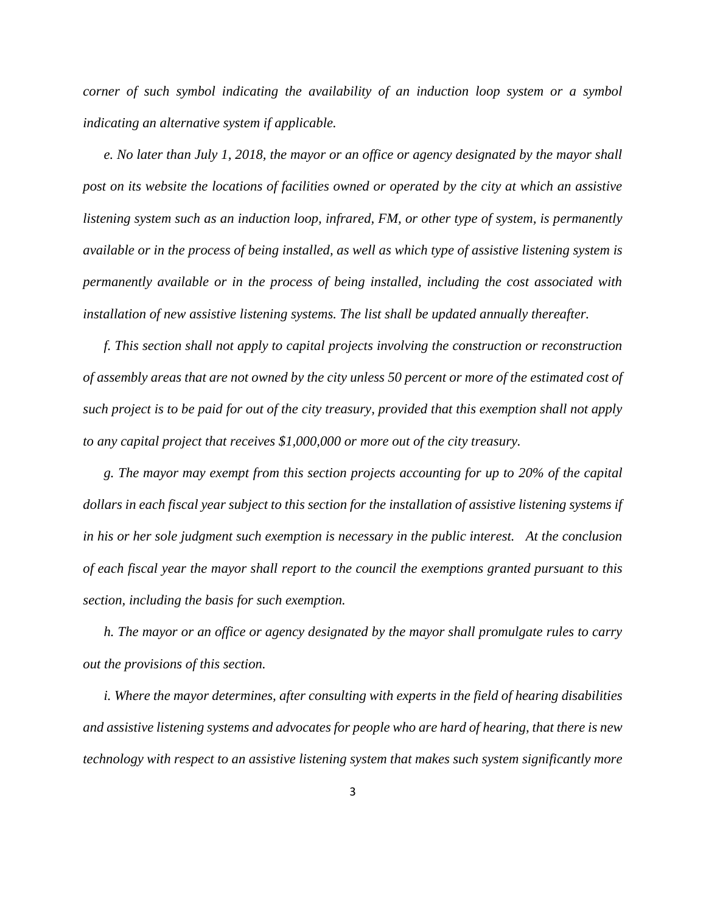*corner of such symbol indicating the availability of an induction loop system or a symbol indicating an alternative system if applicable.*

*e. No later than July 1, 2018, the mayor or an office or agency designated by the mayor shall post on its website the locations of facilities owned or operated by the city at which an assistive listening system such as an induction loop, infrared, FM, or other type of system, is permanently available or in the process of being installed, as well as which type of assistive listening system is permanently available or in the process of being installed, including the cost associated with installation of new assistive listening systems. The list shall be updated annually thereafter.*

*f. This section shall not apply to capital projects involving the construction or reconstruction of assembly areas that are not owned by the city unless 50 percent or more of the estimated cost of such project is to be paid for out of the city treasury, provided that this exemption shall not apply to any capital project that receives $1,000,000 or more out of the city treasury.*

*g. The mayor may exempt from this section projects accounting for up to 20% of the capital dollars in each fiscal year subject to this section for the installation of assistive listening systems if in his or her sole judgment such exemption is necessary in the public interest. At the conclusion of each fiscal year the mayor shall report to the council the exemptions granted pursuant to this section, including the basis for such exemption.*

*h. The mayor or an office or agency designated by the mayor shall promulgate rules to carry out the provisions of this section.*

*i. Where the mayor determines, after consulting with experts in the field of hearing disabilities and assistive listening systems and advocates for people who are hard of hearing, that there is new technology with respect to an assistive listening system that makes such system significantly more*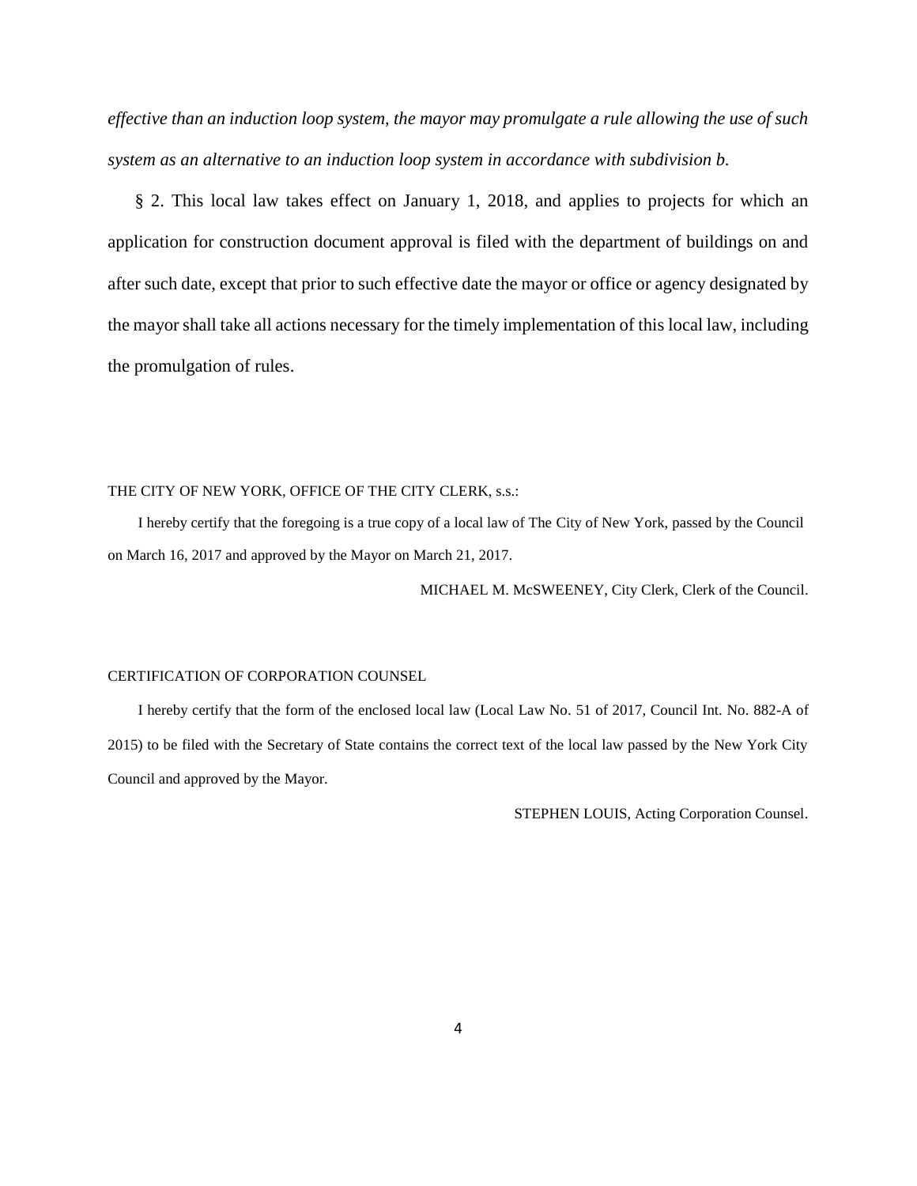*effective than an induction loop system, the mayor may promulgate a rule allowing the use of such system as an alternative to an induction loop system in accordance with subdivision b.*

§ 2. This local law takes effect on January 1, 2018, and applies to projects for which an application for construction document approval is filed with the department of buildings on and after such date, except that prior to such effective date the mayor or office or agency designated by the mayor shall take all actions necessary for the timely implementation of this local law, including the promulgation of rules.

THE CITY OF NEW YORK, OFFICE OF THE CITY CLERK, s.s.:

I hereby certify that the foregoing is a true copy of a local law of The City of New York, passed by the Council on March 16, 2017 and approved by the Mayor on March 21, 2017.

MICHAEL M. McSWEENEY, City Clerk, Clerk of the Council.

CERTIFICATION OF CORPORATION COUNSEL

I hereby certify that the form of the enclosed local law (Local Law No. 51 of 2017, Council Int. No. 882-A of 2015) to be filed with the Secretary of State contains the correct text of the local law passed by the New York City Council and approved by the Mayor.

STEPHEN LOUIS, Acting Corporation Counsel.